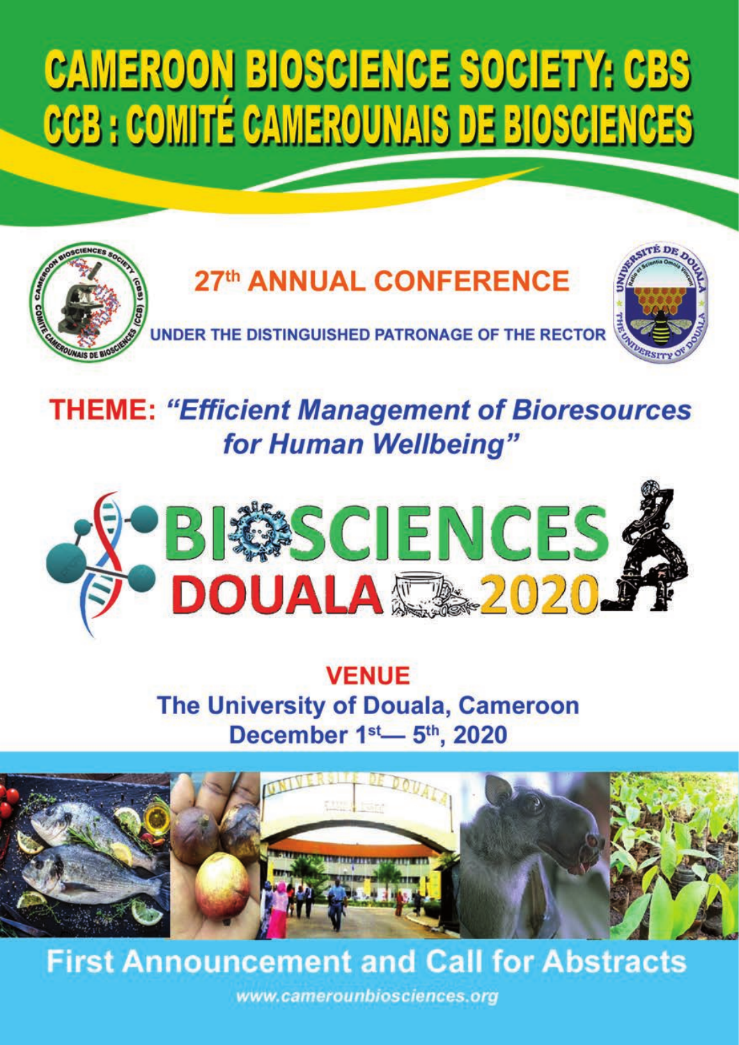# CAMEROON BIOSCIENCE SOCIETY: CBS
# CCB : COMITÉ CAMEROUNAIS DE BIOSCIENCES

## 27th ANNUAL CONFERENCE

UNDER THE DISTINGUISHED PATRONAGE OF THE RECTOR

## THEME: *"Efficient Management of Bioresources for Human Wellbeing"*

# BIOSCIENCES DOUALA 2020

**VENUE**

**The University of Douala, Cameroon**

**December 1st— 5th, 2020**

## First Announcement and Call for Abstracts

*www.camerounbiosciences.org*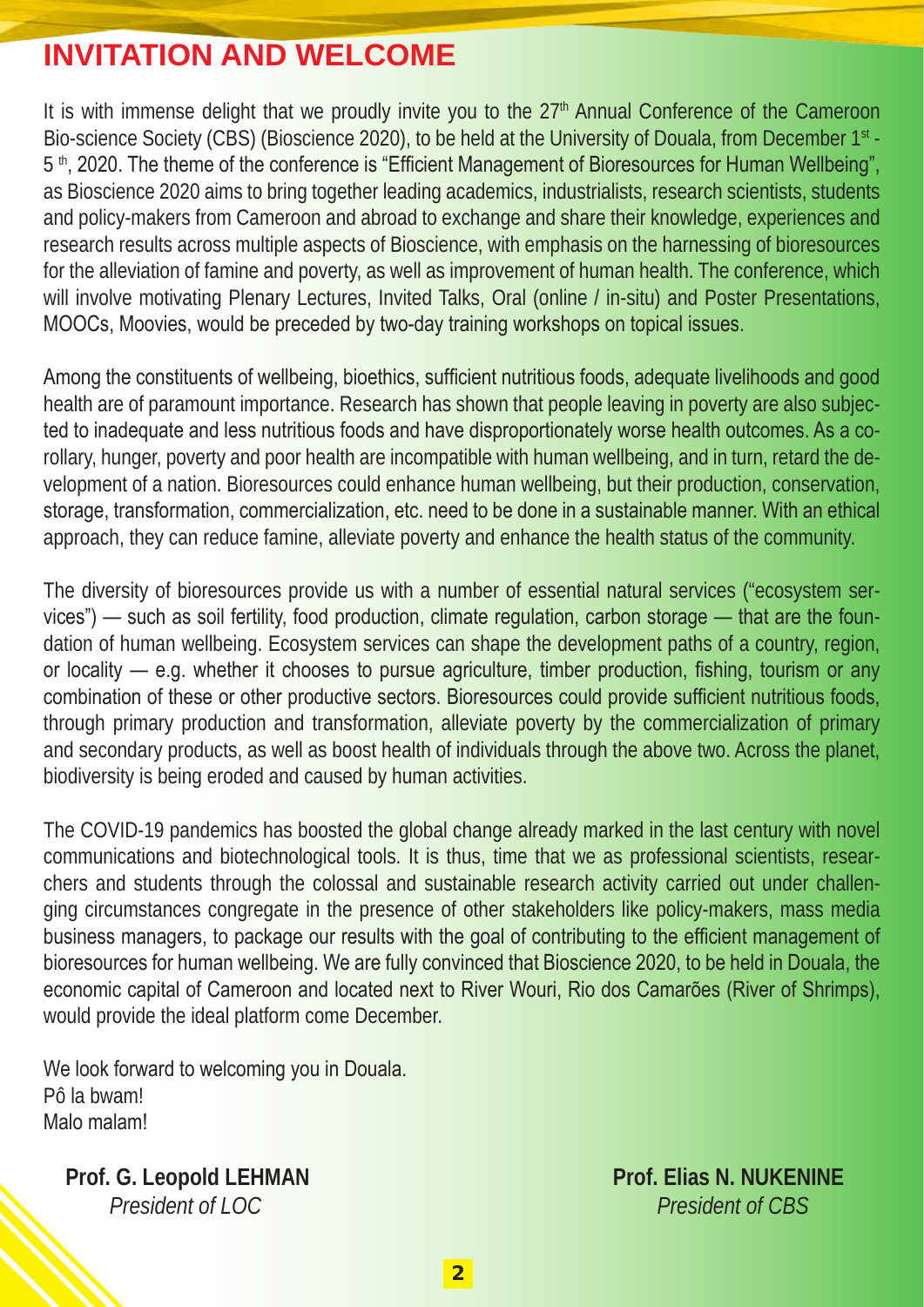# INVITATION AND WELCOME

It is with immense delight that we proudly invite you to the 27th Annual Conference of the Cameroon Bio-science Society (CBS) (Bioscience 2020), to be held at the University of Douala, from December 1st - 5th, 2020. The theme of the conference is "Efficient Management of Bioresources for Human Wellbeing", as Bioscience 2020 aims to bring together leading academics, industrialists, research scientists, students and policy-makers from Cameroon and abroad to exchange and share their knowledge, experiences and research results across multiple aspects of Bioscience, with emphasis on the harnessing of bioresources for the alleviation of famine and poverty, as well as improvement of human health. The conference, which will involve motivating Plenary Lectures, Invited Talks, Oral (online / in-situ) and Poster Presentations, MOOCs, Moovies, would be preceded by two-day training workshops on topical issues.

Among the constituents of wellbeing, bioethics, sufficient nutritious foods, adequate livelihoods and good health are of paramount importance. Research has shown that people leaving in poverty are also subjected to inadequate and less nutritious foods and have disproportionately worse health outcomes. As a corollary, hunger, poverty and poor health are incompatible with human wellbeing, and in turn, retard the development of a nation. Bioresources could enhance human wellbeing, but their production, conservation, storage, transformation, commercialization, etc. need to be done in a sustainable manner. With an ethical approach, they can reduce famine, alleviate poverty and enhance the health status of the community.

The diversity of bioresources provide us with a number of essential natural services ("ecosystem services") — such as soil fertility, food production, climate regulation, carbon storage — that are the foundation of human wellbeing. Ecosystem services can shape the development paths of a country, region, or locality — e.g. whether it chooses to pursue agriculture, timber production, fishing, tourism or any combination of these or other productive sectors. Bioresources could provide sufficient nutritious foods, through primary production and transformation, alleviate poverty by the commercialization of primary and secondary products, as well as boost health of individuals through the above two. Across the planet, biodiversity is being eroded and caused by human activities.

The COVID-19 pandemics has boosted the global change already marked in the last century with novel communications and biotechnological tools. It is thus, time that we as professional scientists, researchers and students through the colossal and sustainable research activity carried out under challenging circumstances congregate in the presence of other stakeholders like policy-makers, mass media business managers, to package our results with the goal of contributing to the efficient management of bioresources for human wellbeing. We are fully convinced that Bioscience 2020, to be held in Douala, the economic capital of Cameroon and located next to River Wouri, Rio dos Camarões (River of Shrimps), would provide the ideal platform come December.

We look forward to welcoming you in Douala.
Pô la bwam!
Malo malam!

**Prof. G. Leopold LEHMAN**
*President of LOC*

**Prof. Elias N. NUKENINE**
*President of CBS*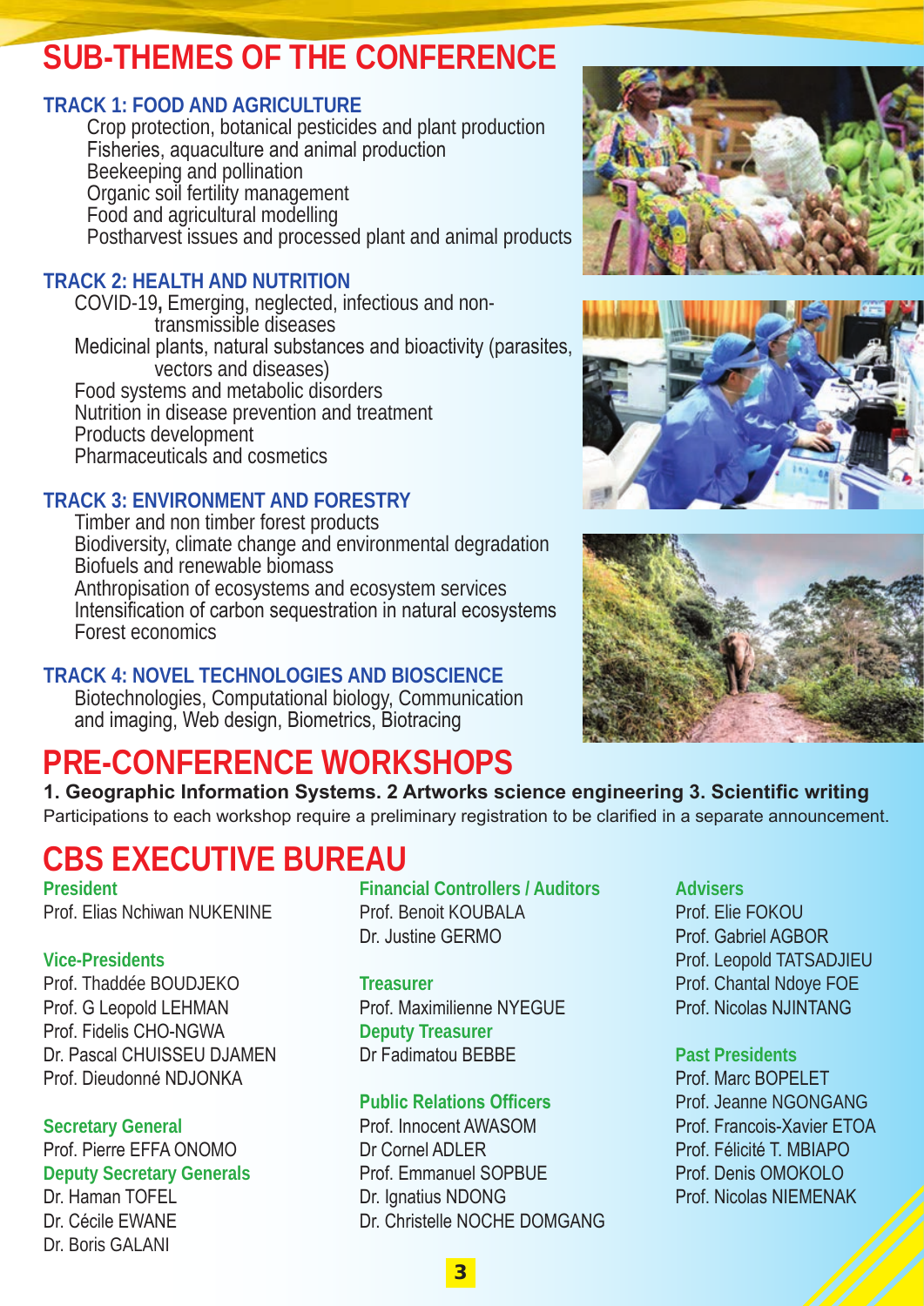# SUB-THEMES OF THE CONFERENCE

### TRACK 1: FOOD AND AGRICULTURE

Crop protection, botanical pesticides and plant production
Fisheries, aquaculture and animal production
Beekeeping and pollination
Organic soil fertility management
Food and agricultural modelling
Postharvest issues and processed plant and animal products

### TRACK 2: HEALTH AND NUTRITION

COVID-19, Emerging, neglected, infectious and non-transmissible diseases
Medicinal plants, natural substances and bioactivity (parasites, vectors and diseases)
Food systems and metabolic disorders
Nutrition in disease prevention and treatment
Products development
Pharmaceuticals and cosmetics

### TRACK 3: ENVIRONMENT AND FORESTRY

Timber and non timber forest products
Biodiversity, climate change and environmental degradation
Biofuels and renewable biomass
Anthropisation of ecosystems and ecosystem services
Intensification of carbon sequestration in natural ecosystems
Forest economics

### TRACK 4: NOVEL TECHNOLOGIES AND BIOSCIENCE

Biotechnologies, Computational biology, Communication and imaging, Web design, Biometrics, Biotracing

# PRE-CONFERENCE WORKSHOPS

**1. Geographic Information Systems. 2 Artworks science engineering 3. Scientific writing**

Participations to each workshop require a preliminary registration to be clarified in a separate announcement.

# CBS EXECUTIVE BUREAU

**President**
Prof. Elias Nchiwan NUKENINE

**Vice-Presidents**
Prof. Thaddée BOUDJEKO
Prof. G Leopold LEHMAN
Prof. Fidelis CHO-NGWA
Dr. Pascal CHUISSEU DJAMEN
Prof. Dieudonné NDJONKA

**Secretary General**
Prof. Pierre EFFA ONOMO

**Deputy Secretary Generals**
Dr. Haman TOFEL
Dr. Cécile EWANE
Dr. Boris GALANI

**Financial Controllers / Auditors**
Prof. Benoit KOUBALA
Dr. Justine GERMO

**Treasurer**
Prof. Maximilienne NYEGUE

**Deputy Treasurer**
Dr Fadimatou BEBBE

**Public Relations Officers**
Prof. Innocent AWASOM
Dr Cornel ADLER
Prof. Emmanuel SOPBUE
Dr. Ignatius NDONG
Dr. Christelle NOCHE DOMGANG

**Advisers**
Prof. Elie FOKOU
Prof. Gabriel AGBOR
Prof. Leopold TATSADJIEU
Prof. Chantal Ndoye FOE
Prof. Nicolas NJINTANG

**Past Presidents**
Prof. Marc BOPELET
Prof. Jeanne NGONGANG
Prof. Francois-Xavier ETOA
Prof. Félicité T. MBIAPO
Prof. Denis OMOKOLO
Prof. Nicolas NIEMENAK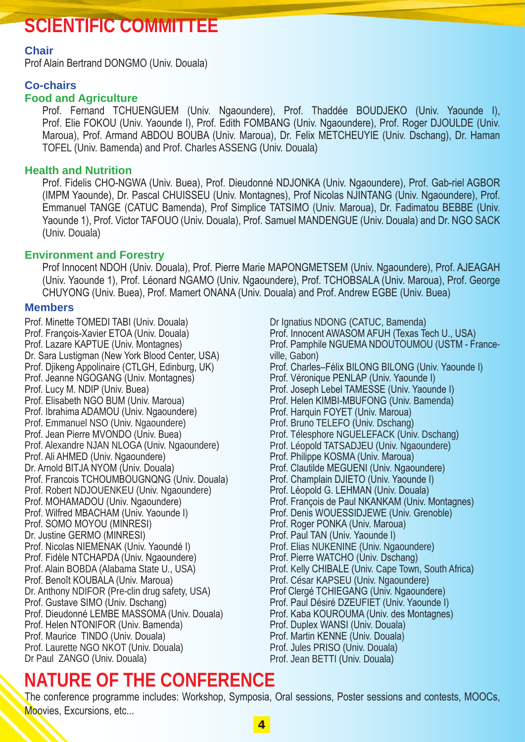# SCIENTIFIC COMMITTEE

### Chair

Prof Alain Bertrand DONGMO (Univ. Douala)

### Co-chairs

#### Food and Agriculture

Prof. Fernand TCHUENGUEM (Univ. Ngaoundere), Prof. Thaddée BOUDJEKO (Univ. Yaounde I), Prof. Elie FOKOU (Univ. Yaounde I), Prof. Edith FOMBANG (Univ. Ngaoundere), Prof. Roger DJOULDE (Univ. Maroua), Prof. Armand ABDOU BOUBA (Univ. Maroua), Dr. Felix METCHEUYIE (Univ. Dschang), Dr. Haman TOFEL (Univ. Bamenda) and Prof. Charles ASSENG (Univ. Douala)

#### Health and Nutrition

Prof. Fidelis CHO-NGWA (Univ. Buea), Prof. Dieudonné NDJONKA (Univ. Ngaoundere), Prof. Gab-riel AGBOR (IMPM Yaounde), Dr. Pascal CHUISSEU (Univ. Montagnes), Prof Nicolas NJINTANG (Univ. Ngaoundere), Prof. Emmanuel TANGE (CATUC Bamenda), Prof Simplice TATSIMO (Univ. Maroua), Dr. Fadimatou BEBBE (Univ. Yaounde 1), Prof. Victor TAFOUO (Univ. Douala), Prof. Samuel MANDENGUE (Univ. Douala) and Dr. NGO SACK (Univ. Douala)

#### Environment and Forestry

Prof Innocent NDOH (Univ. Douala), Prof. Pierre Marie MAPONGMETSEM (Univ. Ngaoundere), Prof. AJEAGAH (Univ. Yaounde 1), Prof. Léonard NGAMO (Univ. Ngaoundere), Prof. TCHOBSALA (Univ. Maroua), Prof. George CHUYONG (Univ. Buea), Prof. Mamert ONANA (Univ. Douala) and Prof. Andrew EGBE (Univ. Buea)

### Members

Prof. Minette TOMEDI TABI (Univ. Douala)
Prof. François-Xavier ETOA (Univ. Douala)
Prof. Lazare KAPTUE (Univ. Montagnes)
Dr. Sara Lustigman (New York Blood Center, USA)
Prof. Djikeng Appolinaire (CTLGH, Edinburg, UK)
Prof. Jeanne NGOGANG (Univ. Montagnes)
Prof. Lucy M. NDIP (Univ. Buea)
Prof. Elisabeth NGO BUM (Univ. Maroua)
Prof. Ibrahima ADAMOU (Univ. Ngaoundere)
Prof. Emmanuel NSO (Univ. Ngaoundere)
Prof. Jean Pierre MVONDO (Univ. Buea)
Prof. Alexandre NJAN NLOGA (Univ. Ngaoundere)
Prof. Ali AHMED (Univ. Ngaoundere)
Dr. Arnold BITJA NYOM (Univ. Douala)
Prof. Francois TCHOUMBOUGNQNG (Univ. Douala)
Prof. Robert NDJOUENKEU (Univ. Ngaoundere)
Prof. MOHAMADOU (Univ. Ngaoundere)
Prof. Wilfred MBACHAM (Univ. Yaounde I)
Prof. SOMO MOYOU (MINRESI)
Dr. Justine GERMO (MINRESI)
Prof. Nicolas NIEMENAK (Univ. Yaoundé I)
Prof. Fidèle NTCHAPDA (Univ. Ngaoundere)
Prof. Alain BOBDA (Alabama State U., USA)
Prof. Benoît KOUBALA (Univ. Maroua)
Dr. Anthony NDIFOR (Pre-clin drug safety, USA)
Prof. Gustave SIMO (Univ. Dschang)
Prof. Dieudonné LEMBE MASSOMA (Univ. Douala)
Prof. Helen NTONIFOR (Univ. Bamenda)
Prof. Maurice TINDO (Univ. Douala)
Prof. Laurette NGO NKOT (Univ. Douala)
Dr Paul ZANGO (Univ. Douala)
Dr Ignatius NDONG (CATUC, Bamenda)
Prof. Innocent AWASOM AFUH (Texas Tech U., USA)
Prof. Pamphile NGUEMA NDOUTOUMOU (USTM - Franceville, Gabon)
Prof. Charles–Félix BILONG BILONG (Univ. Yaounde I)
Prof. Véronique PENLAP (Univ. Yaounde I)
Prof. Joseph Lebel TAMESSE (Univ. Yaounde I)
Prof. Helen KIMBI-MBUFONG (Univ. Bamenda)
Prof. Harquin FOYET (Univ. Maroua)
Prof. Bruno TELEFO (Univ. Dschang)
Prof. Télesphore NGUELEFACK (Univ. Dschang)
Prof. Léopold TATSADJEU (Univ. Ngaoundere)
Prof. Philippe KOSMA (Univ. Maroua)
Prof. Clautilde MEGUENI (Univ. Ngaoundere)
Prof. Champlain DJIETO (Univ. Yaounde I)
Prof. Léopold G. LEHMAN (Univ. Douala)
Prof. François de Paul NKANKAM (Univ. Montagnes)
Prof. Denis WOUESSIDJEWE (Univ. Grenoble)
Prof. Roger PONKA (Univ. Maroua)
Prof. Paul TAN (Univ. Yaounde I)
Prof. Elias NUKENINE (Univ. Ngaoundere)
Prof. Pierre WATCHO (Univ. Dschang)
Prof. Kelly CHIBALE (Univ. Cape Town, South Africa)
Prof. César KAPSEU (Univ. Ngaoundere)
Prof Clergé TCHIEGANG (Univ. Ngaoundere)
Prof. Paul Désiré DZEUFIET (Univ. Yaounde I)
Prof. Kaba KOUROUMA (Univ. des Montagnes)
Prof. Duplex WANSI (Univ. Douala)
Prof. Martin KENNE (Univ. Douala)
Prof. Jules PRISO (Univ. Douala)
Prof. Jean BETTI (Univ. Douala)

# NATURE OF THE CONFERENCE

The conference programme includes: Workshop, Symposia, Oral sessions, Poster sessions and contests, MOOCs, Moovies, Excursions, etc...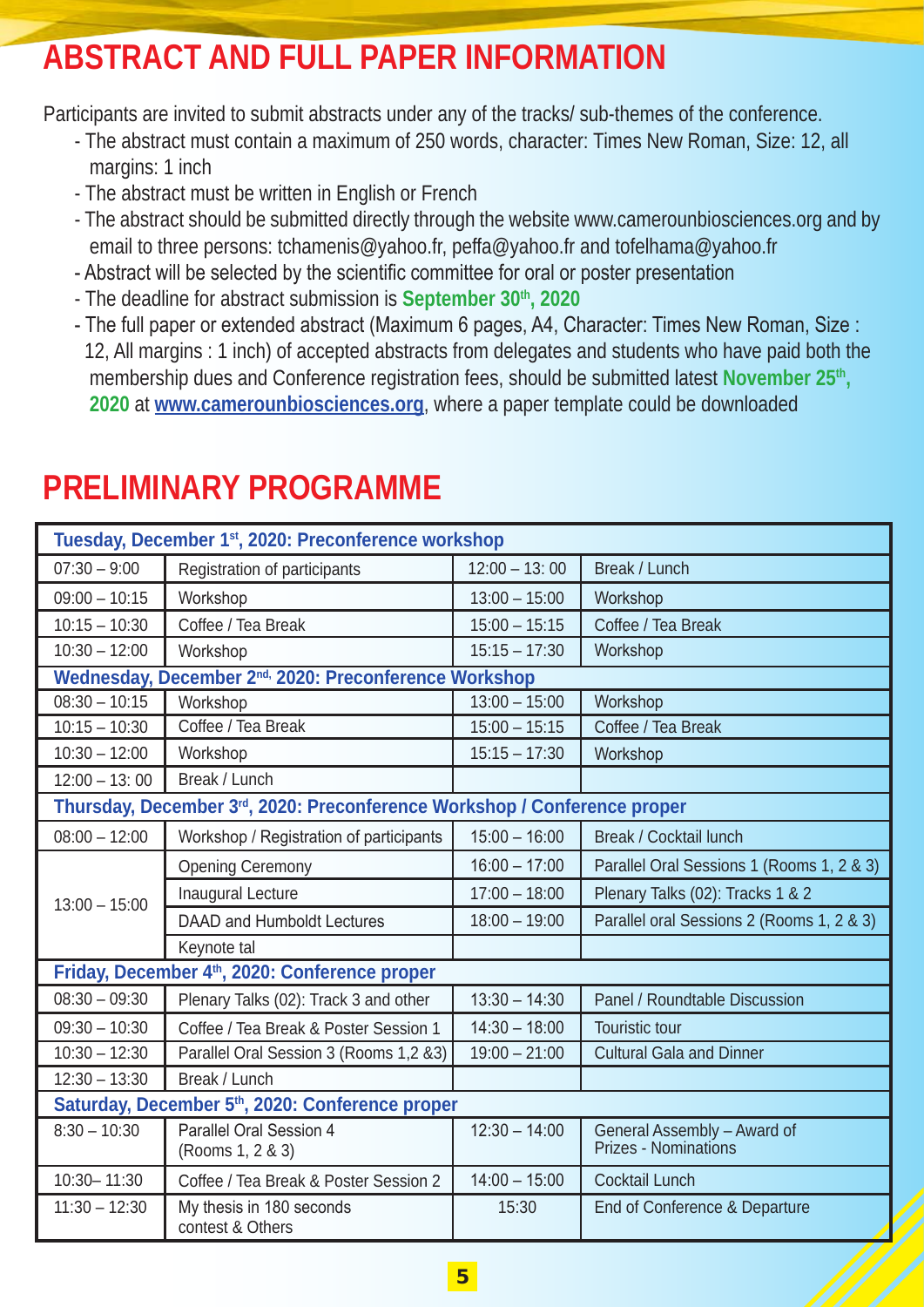## ABSTRACT AND FULL PAPER INFORMATION

Participants are invited to submit abstracts under any of the tracks/ sub-themes of the conference.

- The abstract must contain a maximum of 250 words, character: Times New Roman, Size: 12, all margins: 1 inch
- The abstract must be written in English or French
- The abstract should be submitted directly through the website www.camerounbiosciences.org and by email to three persons: tchamenis@yahoo.fr, peffa@yahoo.fr and tofelhama@yahoo.fr
- Abstract will be selected by the scientific committee for oral or poster presentation
- The deadline for abstract submission is **September 30th, 2020**
- The full paper or extended abstract (Maximum 6 pages, A4, Character: Times New Roman, Size : 12, All margins : 1 inch) of accepted abstracts from delegates and students who have paid both the membership dues and Conference registration fees, should be submitted latest **November 25th, 2020** at **www.camerounbiosciences.org**, where a paper template could be downloaded

## PRELIMINARY PROGRAMME

| **Tuesday, December 1st, 2020: Preconference workshop** | | | |
|---|---|---|---|
| 07:30 – 9:00 | Registration of participants | 12:00 – 13: 00 | Break / Lunch |
| 09:00 – 10:15 | Workshop | 13:00 – 15:00 | Workshop |
| 10:15 – 10:30 | Coffee / Tea Break | 15:00 – 15:15 | Coffee / Tea Break |
| 10:30 – 12:00 | Workshop | 15:15 – 17:30 | Workshop |
| **Wednesday, December 2nd, 2020: Preconference Workshop** | | | |
| 08:30 – 10:15 | Workshop | 13:00 – 15:00 | Workshop |
| 10:15 – 10:30 | Coffee / Tea Break | 15:00 – 15:15 | Coffee / Tea Break |
| 10:30 – 12:00 | Workshop | 15:15 – 17:30 | Workshop |
| 12:00 – 13: 00 | Break / Lunch | | |
| **Thursday, December 3rd, 2020: Preconference Workshop / Conference proper** | | | |
| 08:00 – 12:00 | Workshop / Registration of participants | 15:00 – 16:00 | Break / Cocktail lunch |
| 13:00 – 15:00 | Opening Ceremony | 16:00 – 17:00 | Parallel Oral Sessions 1 (Rooms 1, 2 & 3) |
| | Inaugural Lecture | 17:00 – 18:00 | Plenary Talks (02): Tracks 1 & 2 |
| | DAAD and Humboldt Lectures | 18:00 – 19:00 | Parallel oral Sessions 2 (Rooms 1, 2 & 3) |
| | Keynote tal | | |
| **Friday, December 4th, 2020: Conference proper** | | | |
| 08:30 – 09:30 | Plenary Talks (02): Track 3 and other | 13:30 – 14:30 | Panel / Roundtable Discussion |
| 09:30 – 10:30 | Coffee / Tea Break & Poster Session 1 | 14:30 – 18:00 | Touristic tour |
| 10:30 – 12:30 | Parallel Oral Session 3 (Rooms 1,2 &3) | 19:00 – 21:00 | Cultural Gala and Dinner |
| 12:30 – 13:30 | Break / Lunch | | |
| **Saturday, December 5th, 2020: Conference proper** | | | |
| 8:30 – 10:30 | Parallel Oral Session 4 (Rooms 1, 2 & 3) | 12:30 – 14:00 | General Assembly – Award of Prizes - Nominations |
| 10:30– 11:30 | Coffee / Tea Break & Poster Session 2 | 14:00 – 15:00 | Cocktail Lunch |
| 11:30 – 12:30 | My thesis in 180 seconds contest & Others | 15:30 | End of Conference & Departure |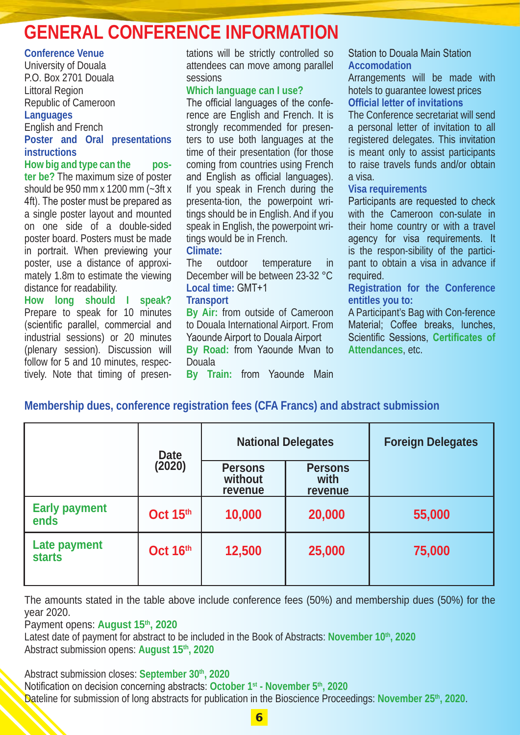# GENERAL CONFERENCE INFORMATION

**Conference Venue**
University of Douala
P.O. Box 2701 Douala
Littoral Region
Republic of Cameroon

**Languages**
English and French

**Poster and Oral presentations instructions**

**How big and type can the poster be?** The maximum size of poster should be 950 mm x 1200 mm (~3ft x 4ft). The poster must be prepared as a single poster layout and mounted on one side of a double-sided poster board. Posters must be made in portrait. When previewing your poster, use a distance of approximately 1.8m to estimate the viewing distance for readability.

**How long should I speak?** Prepare to speak for 10 minutes (scientific parallel, commercial and industrial sessions) or 20 minutes (plenary session). Discussion will follow for 5 and 10 minutes, respectively. Note that timing of presentations will be strictly controlled so attendees can move among parallel sessions

**Which language can I use?**
The official languages of the conference are English and French. It is strongly recommended for presenters to use both languages at the time of their presentation (for those coming from countries using French and English as official languages). If you speak in French during the presenta-tion, the powerpoint writings should be in English. And if you speak in English, the powerpoint writings would be in French.

**Climate:**
The outdoor temperature in December will be between 23-32 °C

**Local time:** GMT+1

**Transport**
**By Air:** from outside of Cameroon to Douala International Airport. From Yaounde Airport to Douala Airport
**By Road:** from Yaounde Mvan to Douala
**By Train:** from Yaounde Main Station to Douala Main Station

**Accomodation**
Arrangements will be made with hotels to guarantee lowest prices

**Official letter of invitations**
The Conference secretariat will send a personal letter of invitation to all registered delegates. This invitation is meant only to assist participants to raise travels funds and/or obtain a visa.

**Visa requirements**
Participants are requested to check with the Cameroon con-sulate in their home country or with a travel agency for visa requirements. It is the respon-sibility of the participant to obtain a visa in advance if required.

**Registration for the Conference entitles you to:**
A Participant's Bag with Con-ference Material; Coffee breaks, lunches, Scientific Sessions, **Certificates of Attendances**, etc.

## Membership dues, conference registration fees (CFA Francs) and abstract submission

| | Date (2020) | National Delegates | | Foreign Delegates |
|---|---|---|---|---|
| | | Persons without revenue | Persons with revenue | |
| **Early payment ends** | **Oct 15th** | **10,000** | **20,000** | **55,000** |
| **Late payment starts** | **Oct 16th** | **12,500** | **25,000** | **75,000** |

The amounts stated in the table above include conference fees (50%) and membership dues (50%) for the year 2020.
Payment opens: **August 15th, 2020**
Latest date of payment for abstract to be included in the Book of Abstracts: **November 10th, 2020**
Abstract submission opens: **August 15th, 2020**

Abstract submission closes: **September 30th, 2020**
Notification on decision concerning abstracts: **October 1st - November 5th, 2020**
Dateline for submission of long abstracts for publication in the Bioscience Proceedings: **November 25th, 2020**.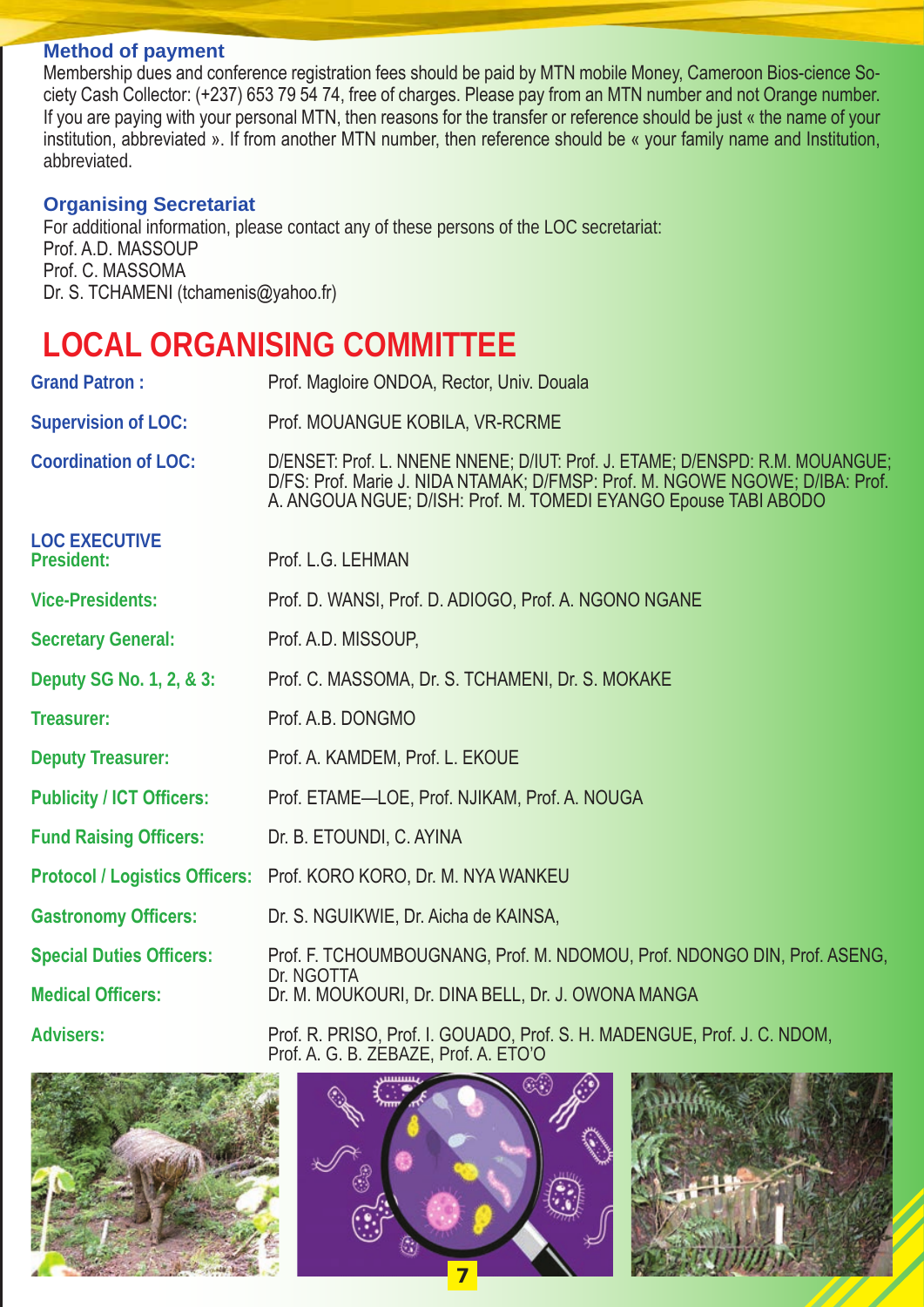### Method of payment

Membership dues and conference registration fees should be paid by MTN mobile Money, Cameroon Bios-cience Society Cash Collector: (+237) 653 79 54 74, free of charges. Please pay from an MTN number and not Orange number. If you are paying with your personal MTN, then reasons for the transfer or reference should be just « the name of your institution, abbreviated ». If from another MTN number, then reference should be « your family name and Institution, abbreviated.

### Organising Secretariat

For additional information, please contact any of these persons of the LOC secretariat:
Prof. A.D. MASSOUP
Prof. C. MASSOMA
Dr. S. TCHAMENI (tchamenis@yahoo.fr)

# LOCAL ORGANISING COMMITTEE

**Grand Patron :** Prof. Magloire ONDOA, Rector, Univ. Douala

**Supervision of LOC:** Prof. MOUANGUE KOBILA, VR-RCRME

**Coordination of LOC:** D/ENSET: Prof. L. NNENE NNENE; D/IUT: Prof. J. ETAME; D/ENSPD: R.M. MOUANGUE; D/FS: Prof. Marie J. NIDA NTAMAK; D/FMSP: Prof. M. NGOWE NGOWE; D/IBA: Prof. A. ANGOUA NGUE; D/ISH: Prof. M. TOMEDI EYANGO Epouse TABI ABODO

**LOC EXECUTIVE**

**President:** Prof. L.G. LEHMAN

**Vice-Presidents:** Prof. D. WANSI, Prof. D. ADIOGO, Prof. A. NGONO NGANE

**Secretary General:** Prof. A.D. MISSOUP,

**Deputy SG No. 1, 2, & 3:** Prof. C. MASSOMA, Dr. S. TCHAMENI, Dr. S. MOKAKE

**Treasurer:** Prof. A.B. DONGMO

**Deputy Treasurer:** Prof. A. KAMDEM, Prof. L. EKOUE

**Publicity / ICT Officers:** Prof. ETAME—LOE, Prof. NJIKAM, Prof. A. NOUGA

**Fund Raising Officers:** Dr. B. ETOUNDI, C. AYINA

**Protocol / Logistics Officers:** Prof. KORO KORO, Dr. M. NYA WANKEU

**Gastronomy Officers:** Dr. S. NGUIKWIE, Dr. Aicha de KAINSA,

**Special Duties Officers:** Prof. F. TCHOUMBOUGNANG, Prof. M. NDOMOU, Prof. NDONGO DIN, Prof. ASENG, Dr. NGOTTA

**Medical Officers:** Dr. M. MOUKOURI, Dr. DINA BELL, Dr. J. OWONA MANGA

**Advisers:** Prof. R. PRISO, Prof. I. GOUADO, Prof. S. H. MADENGUE, Prof. J. C. NDOM, Prof. A. G. B. ZEBAZE, Prof. A. ETO'O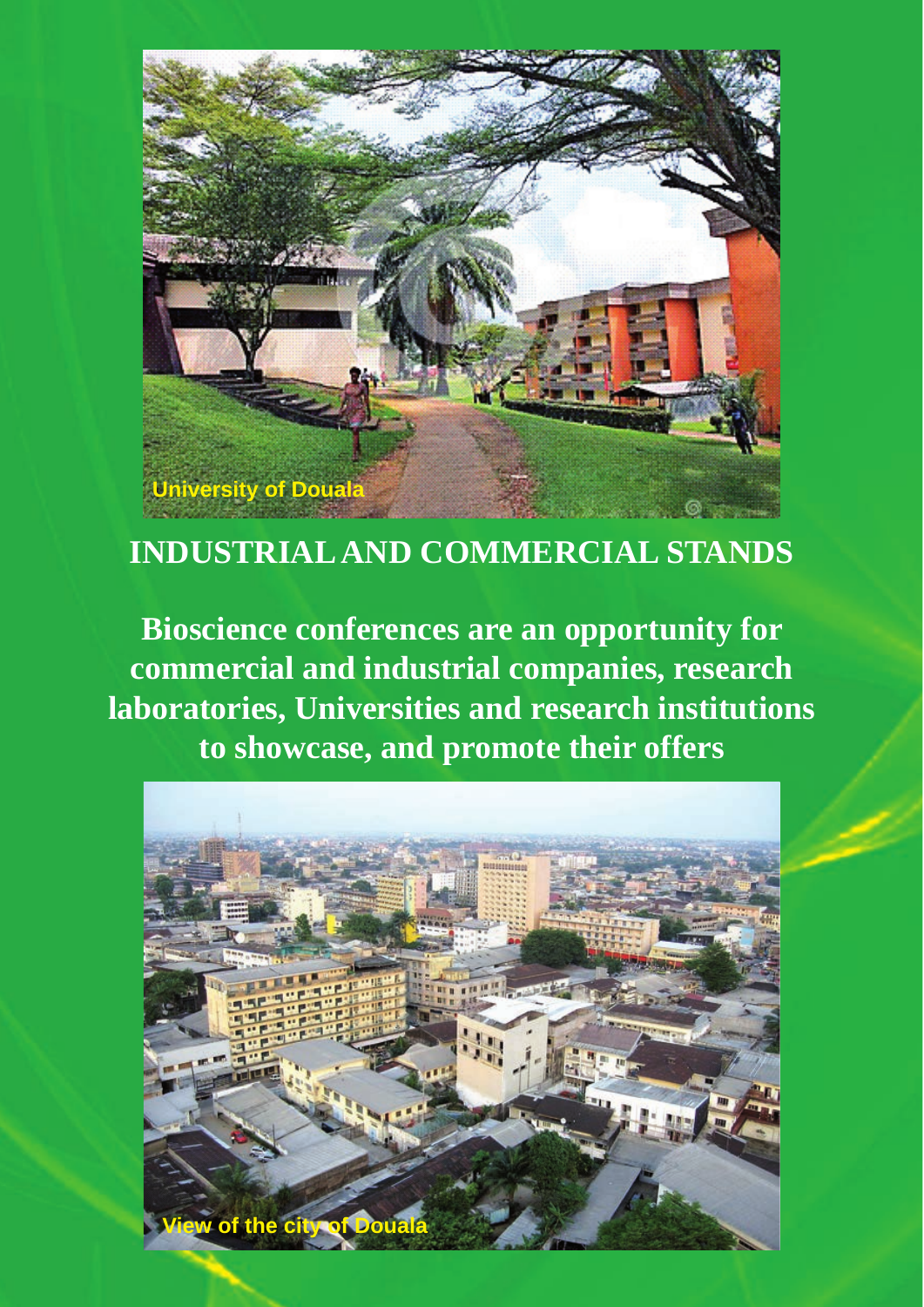University of Douala

## INDUSTRIAL AND COMMERCIAL STANDS

**Bioscience conferences are an opportunity for commercial and industrial companies, research laboratories, Universities and research institutions to showcase, and promote their offers**

View of the city of Douala